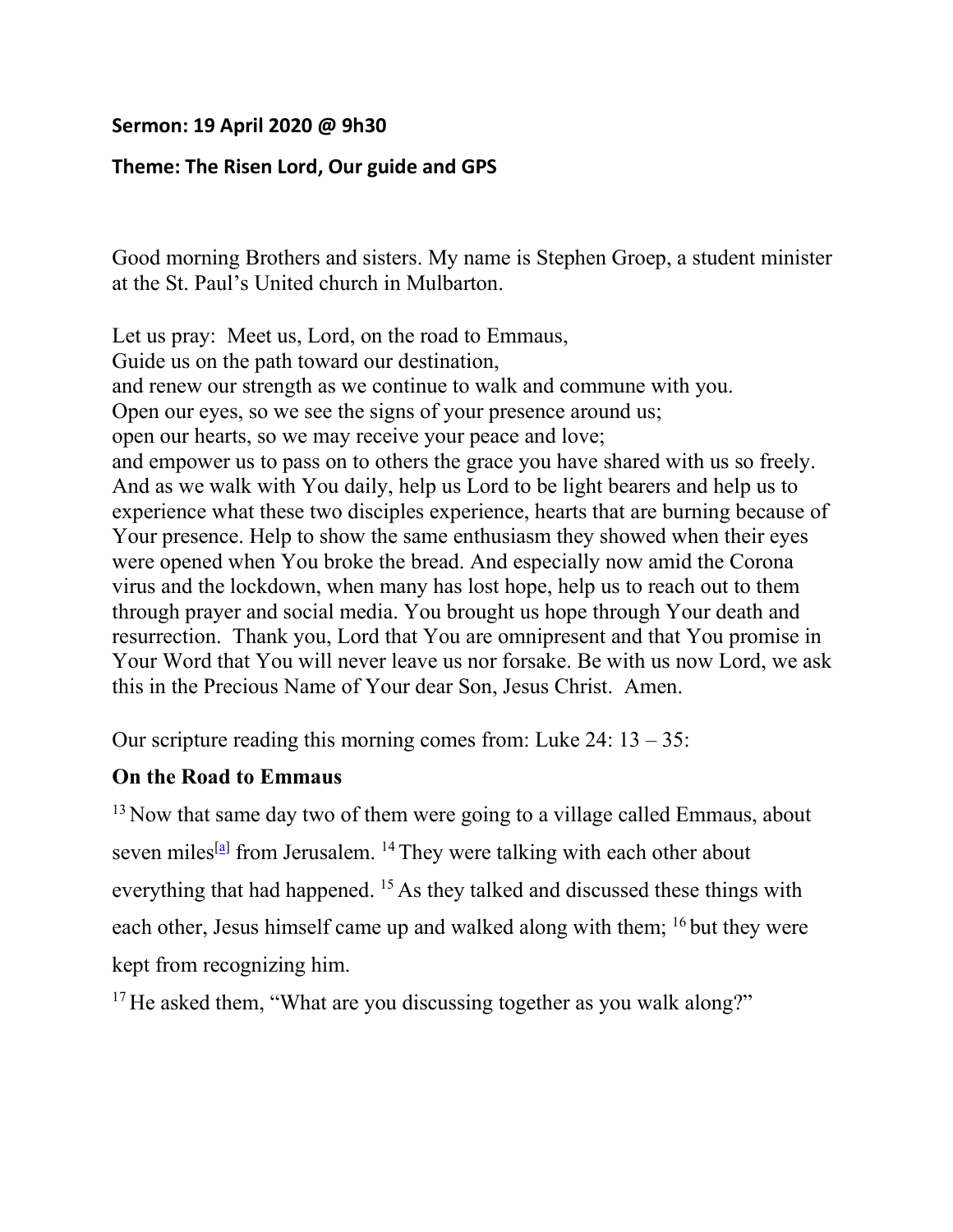**Sermon: 19 April 2020 @ 9h30**

**Theme: The Risen Lord, Our guide and GPS**

Good morning Brothers and sisters. My name is Stephen Groep, a student minister at the St. Paul's United church in Mulbarton.

Let us pray: Meet us, Lord, on the road to Emmaus,
Guide us on the path toward our destination,
and renew our strength as we continue to walk and commune with you.
Open our eyes, so we see the signs of your presence around us;
open our hearts, so we may receive your peace and love;
and empower us to pass on to others the grace you have shared with us so freely.
And as we walk with You daily, help us Lord to be light bearers and help us to experience what these two disciples experience, hearts that are burning because of Your presence. Help to show the same enthusiasm they showed when their eyes were opened when You broke the bread. And especially now amid the Corona virus and the lockdown, when many has lost hope, help us to reach out to them through prayer and social media. You brought us hope through Your death and resurrection. Thank you, Lord that You are omnipresent and that You promise in Your Word that You will never leave us nor forsake. Be with us now Lord, we ask this in the Precious Name of Your dear Son, Jesus Christ. Amen.

Our scripture reading this morning comes from: Luke 24: 13 – 35:

**On the Road to Emmaus**

[13] Now that same day two of them were going to a village called Emmaus, about seven miles[a] from Jerusalem. [14] They were talking with each other about everything that had happened. [15] As they talked and discussed these things with each other, Jesus himself came up and walked along with them; [16] but they were kept from recognizing him.

[17] He asked them, "What are you discussing together as you walk along?"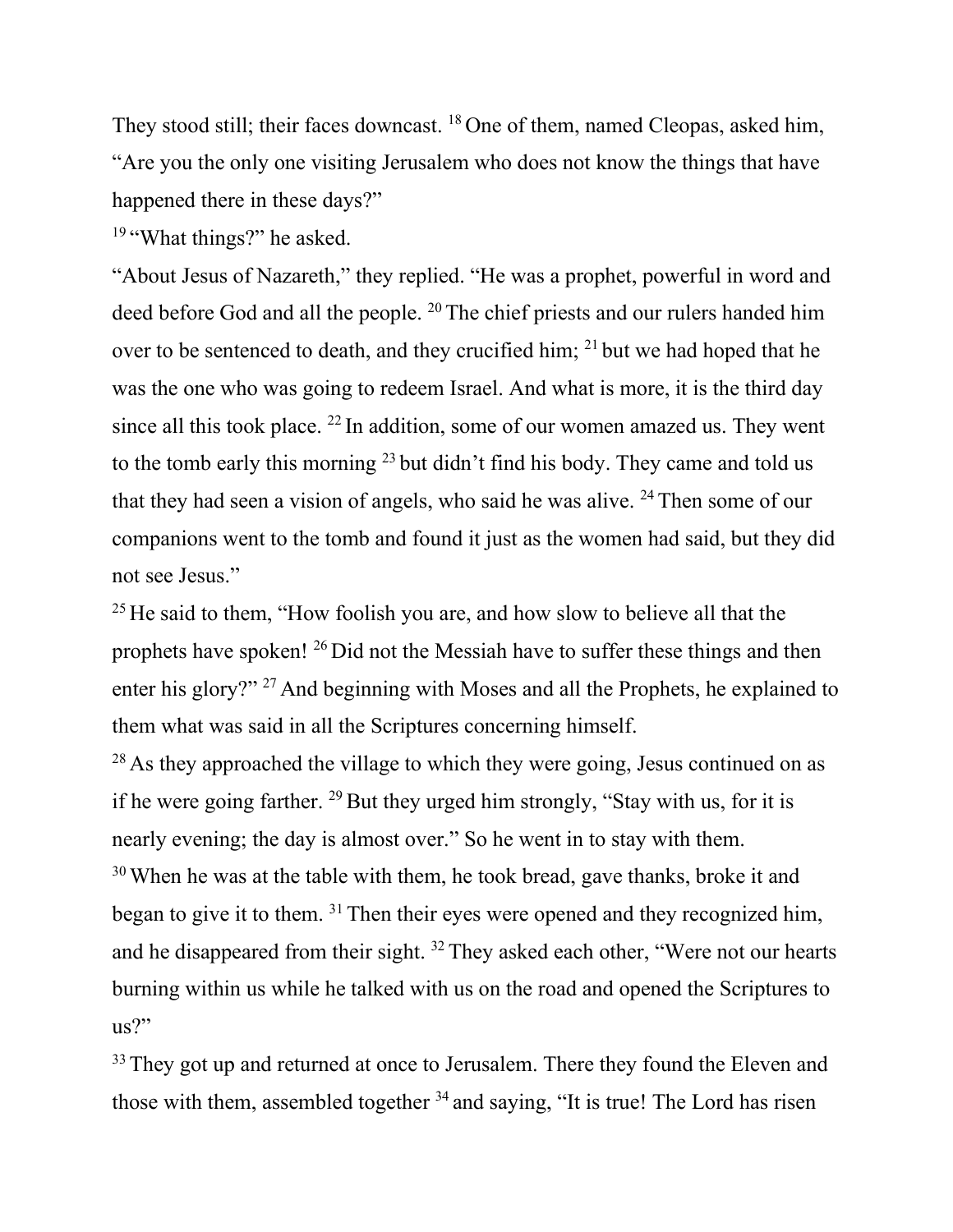They stood still; their faces downcast. [18] One of them, named Cleopas, asked him, “Are you the only one visiting Jerusalem who does not know the things that have happened there in these days?”

[19] “What things?” he asked.

“About Jesus of Nazareth,” they replied. “He was a prophet, powerful in word and deed before God and all the people. [20] The chief priests and our rulers handed him over to be sentenced to death, and they crucified him; [21] but we had hoped that he was the one who was going to redeem Israel. And what is more, it is the third day since all this took place. [22] In addition, some of our women amazed us. They went to the tomb early this morning [23] but didn’t find his body. They came and told us that they had seen a vision of angels, who said he was alive. [24] Then some of our companions went to the tomb and found it just as the women had said, but they did not see Jesus.”

[25] He said to them, “How foolish you are, and how slow to believe all that the prophets have spoken! [26] Did not the Messiah have to suffer these things and then enter his glory?” [27] And beginning with Moses and all the Prophets, he explained to them what was said in all the Scriptures concerning himself.

[28] As they approached the village to which they were going, Jesus continued on as if he were going farther. [29] But they urged him strongly, “Stay with us, for it is nearly evening; the day is almost over.” So he went in to stay with them.

[30] When he was at the table with them, he took bread, gave thanks, broke it and began to give it to them. [31] Then their eyes were opened and they recognized him, and he disappeared from their sight. [32] They asked each other, “Were not our hearts burning within us while he talked with us on the road and opened the Scriptures to us?”

[33] They got up and returned at once to Jerusalem. There they found the Eleven and those with them, assembled together [34] and saying, “It is true! The Lord has risen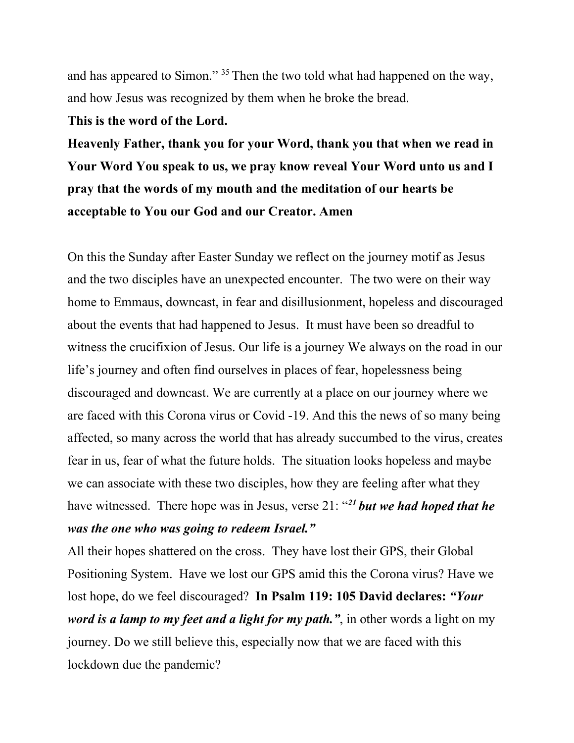and has appeared to Simon." [35] Then the two told what had happened on the way, and how Jesus was recognized by them when he broke the bread.

**This is the word of the Lord.**

**Heavenly Father, thank you for your Word, thank you that when we read in Your Word You speak to us, we pray know reveal Your Word unto us and I pray that the words of my mouth and the meditation of our hearts be acceptable to You our God and our Creator. Amen**

On this the Sunday after Easter Sunday we reflect on the journey motif as Jesus and the two disciples have an unexpected encounter. The two were on their way home to Emmaus, downcast, in fear and disillusionment, hopeless and discouraged about the events that had happened to Jesus. It must have been so dreadful to witness the crucifixion of Jesus. Our life is a journey We always on the road in our life's journey and often find ourselves in places of fear, hopelessness being discouraged and downcast. We are currently at a place on our journey where we are faced with this Corona virus or Covid -19. And this the news of so many being affected, so many across the world that has already succumbed to the virus, creates fear in us, fear of what the future holds. The situation looks hopeless and maybe we can associate with these two disciples, how they are feeling after what they have witnessed. There hope was in Jesus, verse 21: "***[21] but we had hoped that he was the one who was going to redeem Israel."***

All their hopes shattered on the cross. They have lost their GPS, their Global Positioning System. Have we lost our GPS amid this the Corona virus? Have we lost hope, do we feel discouraged? **In Psalm 119: 105 David declares: *"Your word is a lamp to my feet and a light for my path."***, in other words a light on my journey. Do we still believe this, especially now that we are faced with this lockdown due the pandemic?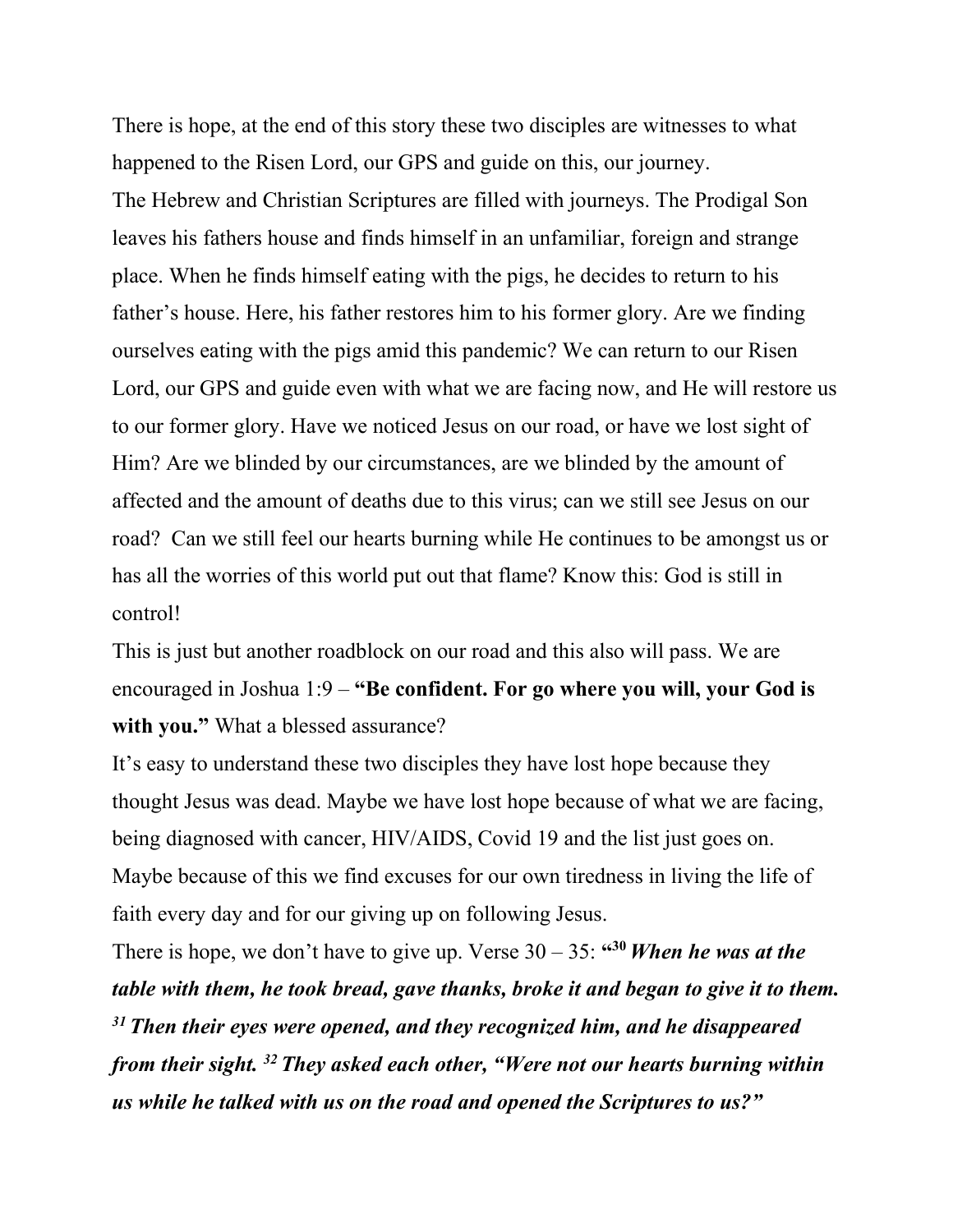There is hope, at the end of this story these two disciples are witnesses to what happened to the Risen Lord, our GPS and guide on this, our journey.

The Hebrew and Christian Scriptures are filled with journeys. The Prodigal Son leaves his fathers house and finds himself in an unfamiliar, foreign and strange place. When he finds himself eating with the pigs, he decides to return to his father's house. Here, his father restores him to his former glory. Are we finding ourselves eating with the pigs amid this pandemic? We can return to our Risen Lord, our GPS and guide even with what we are facing now, and He will restore us to our former glory. Have we noticed Jesus on our road, or have we lost sight of Him? Are we blinded by our circumstances, are we blinded by the amount of affected and the amount of deaths due to this virus; can we still see Jesus on our road? Can we still feel our hearts burning while He continues to be amongst us or has all the worries of this world put out that flame? Know this: God is still in control!

This is just but another roadblock on our road and this also will pass. We are encouraged in Joshua 1:9 – **"Be confident. For go where you will, your God is with you."** What a blessed assurance?

It's easy to understand these two disciples they have lost hope because they thought Jesus was dead. Maybe we have lost hope because of what we are facing, being diagnosed with cancer, HIV/AIDS, Covid 19 and the list just goes on. Maybe because of this we find excuses for our own tiredness in living the life of faith every day and for our giving up on following Jesus.

There is hope, we don't have to give up. Verse 30 – 35: **"**[30] ***When he was at the table with them, he took bread, gave thanks, broke it and began to give it to them.*** [31] ***Then their eyes were opened, and they recognized him, and he disappeared from their sight.*** [32] ***They asked each other, "Were not our hearts burning within us while he talked with us on the road and opened the Scriptures to us?"***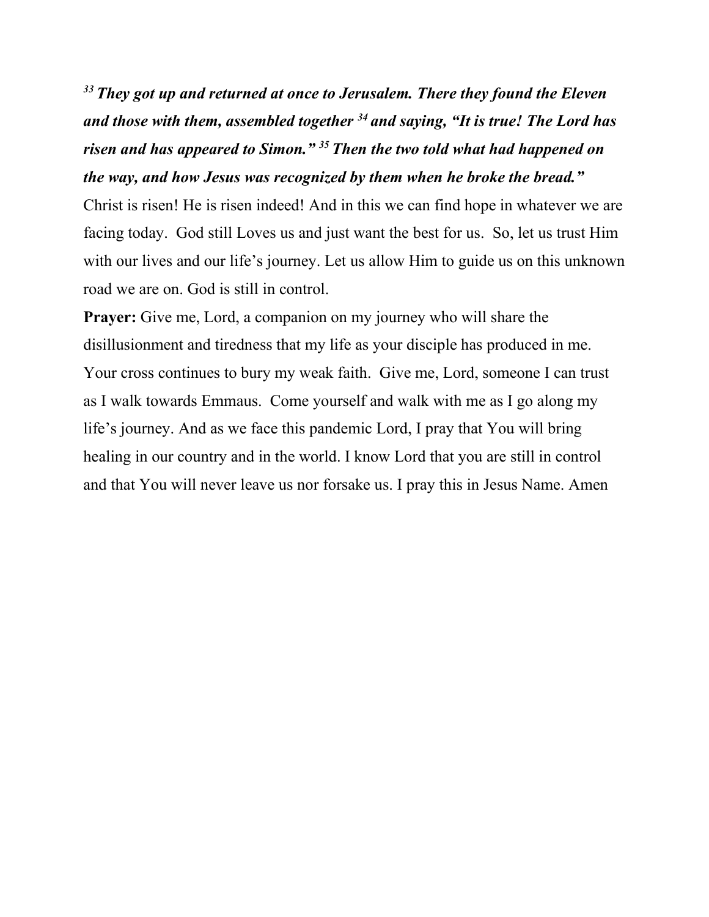***[33] They got up and returned at once to Jerusalem. There they found the Eleven and those with them, assembled together [34] and saying, "It is true! The Lord has risen and has appeared to Simon." [35] Then the two told what had happened on the way, and how Jesus was recognized by them when he broke the bread."***

Christ is risen! He is risen indeed! And in this we can find hope in whatever we are facing today. God still Loves us and just want the best for us. So, let us trust Him with our lives and our life's journey. Let us allow Him to guide us on this unknown road we are on. God is still in control.

**Prayer:** Give me, Lord, a companion on my journey who will share the disillusionment and tiredness that my life as your disciple has produced in me. Your cross continues to bury my weak faith. Give me, Lord, someone I can trust as I walk towards Emmaus. Come yourself and walk with me as I go along my life's journey. And as we face this pandemic Lord, I pray that You will bring healing in our country and in the world. I know Lord that you are still in control and that You will never leave us nor forsake us. I pray this in Jesus Name. Amen